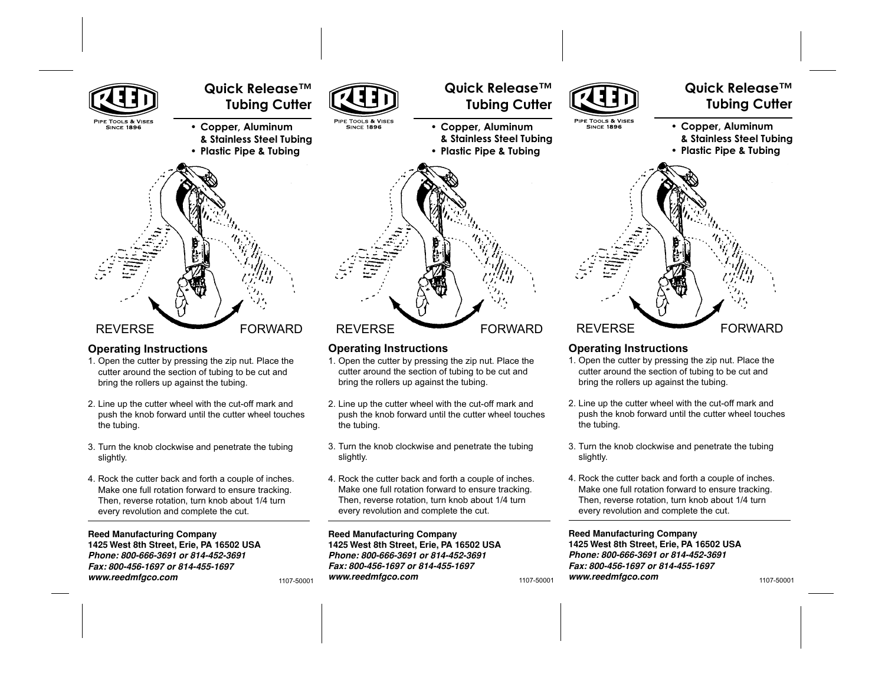REED

PIPE TOOLS & VISES
SINCE 1896

# Quick Release™ Tubing Cutter

- Copper, Aluminum & Stainless Steel Tubing
- Plastic Pipe & Tubing

REVERSE FORWARD

## Operating Instructions

1. Open the cutter by pressing the zip nut. Place the cutter around the section of tubing to be cut and bring the rollers up against the tubing.

2. Line up the cutter wheel with the cut-off mark and push the knob forward until the cutter wheel touches the tubing.

3. Turn the knob clockwise and penetrate the tubing slightly.

4. Rock the cutter back and forth a couple of inches. Make one full rotation forward to ensure tracking. Then, reverse rotation, turn knob about 1/4 turn every revolution and complete the cut.

**Reed Manufacturing Company**
**1425 West 8th Street, Erie, PA 16502 USA**
***Phone: 800-666-3691 or 814-452-3691***
***Fax: 800-456-1697 or 814-455-1697***
***www.reedmfgco.com***

1107-50001

REED

PIPE TOOLS & VISES
SINCE 1896

# Quick Release™ Tubing Cutter

- Copper, Aluminum & Stainless Steel Tubing
- Plastic Pipe & Tubing

REVERSE FORWARD

## Operating Instructions

1. Open the cutter by pressing the zip nut. Place the cutter around the section of tubing to be cut and bring the rollers up against the tubing.

2. Line up the cutter wheel with the cut-off mark and push the knob forward until the cutter wheel touches the tubing.

3. Turn the knob clockwise and penetrate the tubing slightly.

4. Rock the cutter back and forth a couple of inches. Make one full rotation forward to ensure tracking. Then, reverse rotation, turn knob about 1/4 turn every revolution and complete the cut.

**Reed Manufacturing Company**
**1425 West 8th Street, Erie, PA 16502 USA**
***Phone: 800-666-3691 or 814-452-3691***
***Fax: 800-456-1697 or 814-455-1697***
***www.reedmfgco.com***

1107-50001

REED

PIPE TOOLS & VISES
SINCE 1896

# Quick Release™ Tubing Cutter

- Copper, Aluminum & Stainless Steel Tubing
- Plastic Pipe & Tubing

REVERSE FORWARD

## Operating Instructions

1. Open the cutter by pressing the zip nut. Place the cutter around the section of tubing to be cut and bring the rollers up against the tubing.

2. Line up the cutter wheel with the cut-off mark and push the knob forward until the cutter wheel touches the tubing.

3. Turn the knob clockwise and penetrate the tubing slightly.

4. Rock the cutter back and forth a couple of inches. Make one full rotation forward to ensure tracking. Then, reverse rotation, turn knob about 1/4 turn every revolution and complete the cut.

**Reed Manufacturing Company**
**1425 West 8th Street, Erie, PA 16502 USA**
***Phone: 800-666-3691 or 814-452-3691***
***Fax: 800-456-1697 or 814-455-1697***
***www.reedmfgco.com***

1107-50001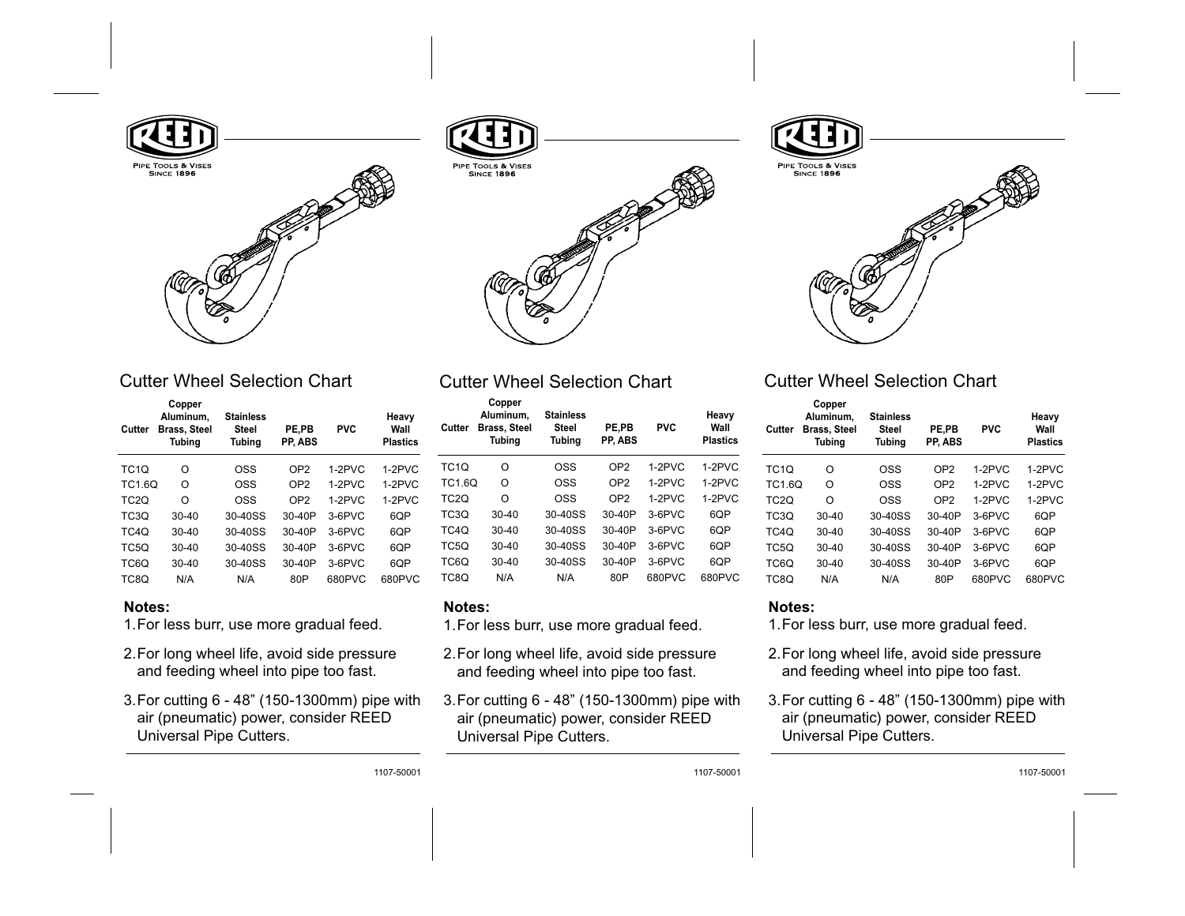PIPE TOOLS & VISES
SINCE 1896

## Cutter Wheel Selection Chart

| Cutter | Copper Aluminum, Brass, Steel Tubing | Stainless Steel Tubing | PE,PB PP, ABS | PVC | Heavy Wall Plastics |
|---|---|---|---|---|---|
| TC1Q | O | OSS | OP2 | 1-2PVC | 1-2PVC |
| TC1.6Q | O | OSS | OP2 | 1-2PVC | 1-2PVC |
| TC2Q | O | OSS | OP2 | 1-2PVC | 1-2PVC |
| TC3Q | 30-40 | 30-40SS | 30-40P | 3-6PVC | 6QP |
| TC4Q | 30-40 | 30-40SS | 30-40P | 3-6PVC | 6QP |
| TC5Q | 30-40 | 30-40SS | 30-40P | 3-6PVC | 6QP |
| TC6Q | 30-40 | 30-40SS | 30-40P | 3-6PVC | 6QP |
| TC8Q | N/A | N/A | 80P | 680PVC | 680PVC |

**Notes:**

1. For less burr, use more gradual feed.
2. For long wheel life, avoid side pressure and feeding wheel into pipe too fast.
3. For cutting 6 - 48” (150-1300mm) pipe with air (pneumatic) power, consider REED Universal Pipe Cutters.

1107-50001

PIPE TOOLS & VISES
SINCE 1896

## Cutter Wheel Selection Chart

| Cutter | Copper Aluminum, Brass, Steel Tubing | Stainless Steel Tubing | PE,PB PP, ABS | PVC | Heavy Wall Plastics |
|---|---|---|---|---|---|
| TC1Q | O | OSS | OP2 | 1-2PVC | 1-2PVC |
| TC1.6Q | O | OSS | OP2 | 1-2PVC | 1-2PVC |
| TC2Q | O | OSS | OP2 | 1-2PVC | 1-2PVC |
| TC3Q | 30-40 | 30-40SS | 30-40P | 3-6PVC | 6QP |
| TC4Q | 30-40 | 30-40SS | 30-40P | 3-6PVC | 6QP |
| TC5Q | 30-40 | 30-40SS | 30-40P | 3-6PVC | 6QP |
| TC6Q | 30-40 | 30-40SS | 30-40P | 3-6PVC | 6QP |
| TC8Q | N/A | N/A | 80P | 680PVC | 680PVC |

**Notes:**

1. For less burr, use more gradual feed.
2. For long wheel life, avoid side pressure and feeding wheel into pipe too fast.
3. For cutting 6 - 48” (150-1300mm) pipe with air (pneumatic) power, consider REED Universal Pipe Cutters.

1107-50001

PIPE TOOLS & VISES
SINCE 1896

## Cutter Wheel Selection Chart

| Cutter | Copper Aluminum, Brass, Steel Tubing | Stainless Steel Tubing | PE,PB PP, ABS | PVC | Heavy Wall Plastics |
|---|---|---|---|---|---|
| TC1Q | O | OSS | OP2 | 1-2PVC | 1-2PVC |
| TC1.6Q | O | OSS | OP2 | 1-2PVC | 1-2PVC |
| TC2Q | O | OSS | OP2 | 1-2PVC | 1-2PVC |
| TC3Q | 30-40 | 30-40SS | 30-40P | 3-6PVC | 6QP |
| TC4Q | 30-40 | 30-40SS | 30-40P | 3-6PVC | 6QP |
| TC5Q | 30-40 | 30-40SS | 30-40P | 3-6PVC | 6QP |
| TC6Q | 30-40 | 30-40SS | 30-40P | 3-6PVC | 6QP |
| TC8Q | N/A | N/A | 80P | 680PVC | 680PVC |

**Notes:**

1. For less burr, use more gradual feed.
2. For long wheel life, avoid side pressure and feeding wheel into pipe too fast.
3. For cutting 6 - 48” (150-1300mm) pipe with air (pneumatic) power, consider REED Universal Pipe Cutters.

1107-50001